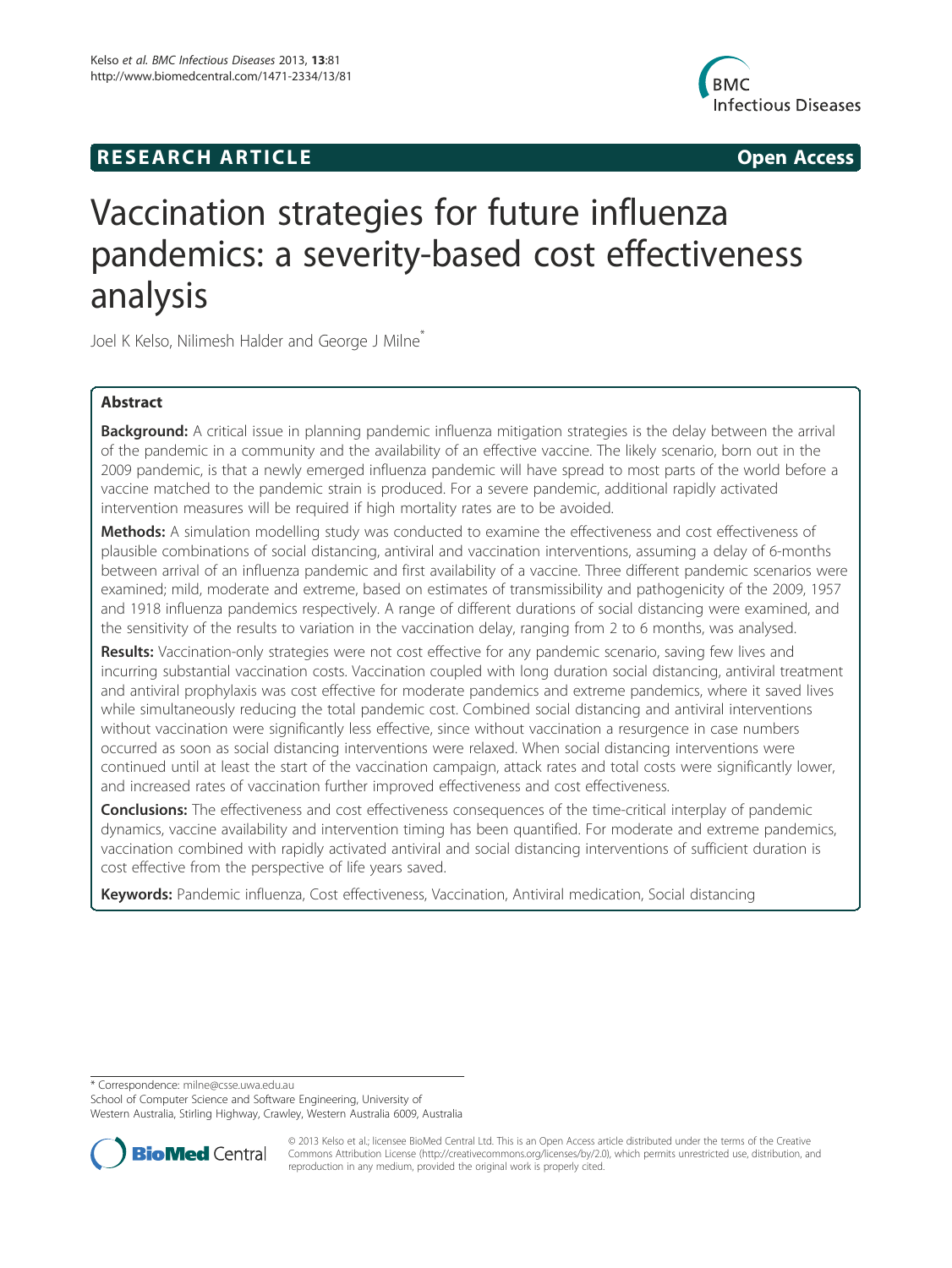**RESEARCH ARTICLE** **Open Access**

# Vaccination strategies for future influenza pandemics: a severity-based cost effectiveness analysis

Joel K Kelso, Nilimesh Halder and George J Milne*

## Abstract

**Background:** A critical issue in planning pandemic influenza mitigation strategies is the delay between the arrival of the pandemic in a community and the availability of an effective vaccine. The likely scenario, born out in the 2009 pandemic, is that a newly emerged influenza pandemic will have spread to most parts of the world before a vaccine matched to the pandemic strain is produced. For a severe pandemic, additional rapidly activated intervention measures will be required if high mortality rates are to be avoided.

**Methods:** A simulation modelling study was conducted to examine the effectiveness and cost effectiveness of plausible combinations of social distancing, antiviral and vaccination interventions, assuming a delay of 6-months between arrival of an influenza pandemic and first availability of a vaccine. Three different pandemic scenarios were examined; mild, moderate and extreme, based on estimates of transmissibility and pathogenicity of the 2009, 1957 and 1918 influenza pandemics respectively. A range of different durations of social distancing were examined, and the sensitivity of the results to variation in the vaccination delay, ranging from 2 to 6 months, was analysed.

**Results:** Vaccination-only strategies were not cost effective for any pandemic scenario, saving few lives and incurring substantial vaccination costs. Vaccination coupled with long duration social distancing, antiviral treatment and antiviral prophylaxis was cost effective for moderate pandemics and extreme pandemics, where it saved lives while simultaneously reducing the total pandemic cost. Combined social distancing and antiviral interventions without vaccination were significantly less effective, since without vaccination a resurgence in case numbers occurred as soon as social distancing interventions were relaxed. When social distancing interventions were continued until at least the start of the vaccination campaign, attack rates and total costs were significantly lower, and increased rates of vaccination further improved effectiveness and cost effectiveness.

**Conclusions:** The effectiveness and cost effectiveness consequences of the time-critical interplay of pandemic dynamics, vaccine availability and intervention timing has been quantified. For moderate and extreme pandemics, vaccination combined with rapidly activated antiviral and social distancing interventions of sufficient duration is cost effective from the perspective of life years saved.

**Keywords:** Pandemic influenza, Cost effectiveness, Vaccination, Antiviral medication, Social distancing

---

* Correspondence: milne@csse.uwa.edu.au
School of Computer Science and Software Engineering, University of Western Australia, Stirling Highway, Crawley, Western Australia 6009, Australia

© 2013 Kelso et al.; licensee BioMed Central Ltd. This is an Open Access article distributed under the terms of the Creative Commons Attribution License (http://creativecommons.org/licenses/by/2.0), which permits unrestricted use, distribution, and reproduction in any medium, provided the original work is properly cited.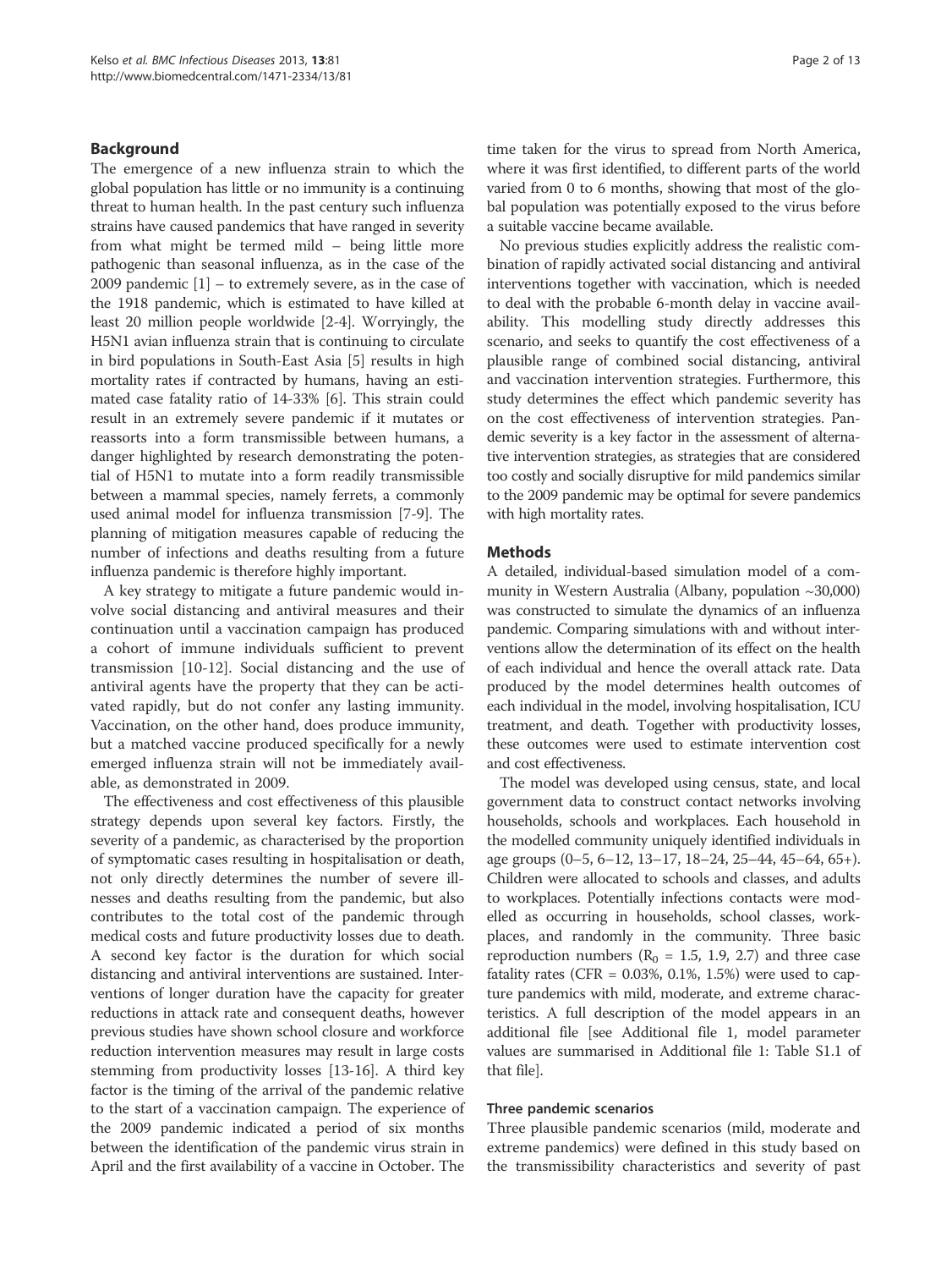## Background

The emergence of a new influenza strain to which the global population has little or no immunity is a continuing threat to human health. In the past century such influenza strains have caused pandemics that have ranged in severity from what might be termed mild – being little more pathogenic than seasonal influenza, as in the case of the 2009 pandemic [1] – to extremely severe, as in the case of the 1918 pandemic, which is estimated to have killed at least 20 million people worldwide [2-4]. Worryingly, the H5N1 avian influenza strain that is continuing to circulate in bird populations in South-East Asia [5] results in high mortality rates if contracted by humans, having an estimated case fatality ratio of 14-33% [6]. This strain could result in an extremely severe pandemic if it mutates or reassorts into a form transmissible between humans, a danger highlighted by research demonstrating the potential of H5N1 to mutate into a form readily transmissible between a mammal species, namely ferrets, a commonly used animal model for influenza transmission [7-9]. The planning of mitigation measures capable of reducing the number of infections and deaths resulting from a future influenza pandemic is therefore highly important.

A key strategy to mitigate a future pandemic would involve social distancing and antiviral measures and their continuation until a vaccination campaign has produced a cohort of immune individuals sufficient to prevent transmission [10-12]. Social distancing and the use of antiviral agents have the property that they can be activated rapidly, but do not confer any lasting immunity. Vaccination, on the other hand, does produce immunity, but a matched vaccine produced specifically for a newly emerged influenza strain will not be immediately available, as demonstrated in 2009.

The effectiveness and cost effectiveness of this plausible strategy depends upon several key factors. Firstly, the severity of a pandemic, as characterised by the proportion of symptomatic cases resulting in hospitalisation or death, not only directly determines the number of severe illnesses and deaths resulting from the pandemic, but also contributes to the total cost of the pandemic through medical costs and future productivity losses due to death. A second key factor is the duration for which social distancing and antiviral interventions are sustained. Interventions of longer duration have the capacity for greater reductions in attack rate and consequent deaths, however previous studies have shown school closure and workforce reduction intervention measures may result in large costs stemming from productivity losses [13-16]. A third key factor is the timing of the arrival of the pandemic relative to the start of a vaccination campaign. The experience of the 2009 pandemic indicated a period of six months between the identification of the pandemic virus strain in April and the first availability of a vaccine in October. The time taken for the virus to spread from North America, where it was first identified, to different parts of the world varied from 0 to 6 months, showing that most of the global population was potentially exposed to the virus before a suitable vaccine became available.

No previous studies explicitly address the realistic combination of rapidly activated social distancing and antiviral interventions together with vaccination, which is needed to deal with the probable 6-month delay in vaccine availability. This modelling study directly addresses this scenario, and seeks to quantify the cost effectiveness of a plausible range of combined social distancing, antiviral and vaccination intervention strategies. Furthermore, this study determines the effect which pandemic severity has on the cost effectiveness of intervention strategies. Pandemic severity is a key factor in the assessment of alternative intervention strategies, as strategies that are considered too costly and socially disruptive for mild pandemics similar to the 2009 pandemic may be optimal for severe pandemics with high mortality rates.

## Methods

A detailed, individual-based simulation model of a community in Western Australia (Albany, population ~30,000) was constructed to simulate the dynamics of an influenza pandemic. Comparing simulations with and without interventions allow the determination of its effect on the health of each individual and hence the overall attack rate. Data produced by the model determines health outcomes of each individual in the model, involving hospitalisation, ICU treatment, and death. Together with productivity losses, these outcomes were used to estimate intervention cost and cost effectiveness.

The model was developed using census, state, and local government data to construct contact networks involving households, schools and workplaces. Each household in the modelled community uniquely identified individuals in age groups (0–5, 6–12, 13–17, 18–24, 25–44, 45–64, 65+). Children were allocated to schools and classes, and adults to workplaces. Potentially infections contacts were modelled as occurring in households, school classes, workplaces, and randomly in the community. Three basic reproduction numbers ($R_0$ = 1.5, 1.9, 2.7) and three case fatality rates (CFR = 0.03%, 0.1%, 1.5%) were used to capture pandemics with mild, moderate, and extreme characteristics. A full description of the model appears in an additional file [see Additional file 1, model parameter values are summarised in Additional file 1: Table S1.1 of that file].

### Three pandemic scenarios

Three plausible pandemic scenarios (mild, moderate and extreme pandemics) were defined in this study based on the transmissibility characteristics and severity of past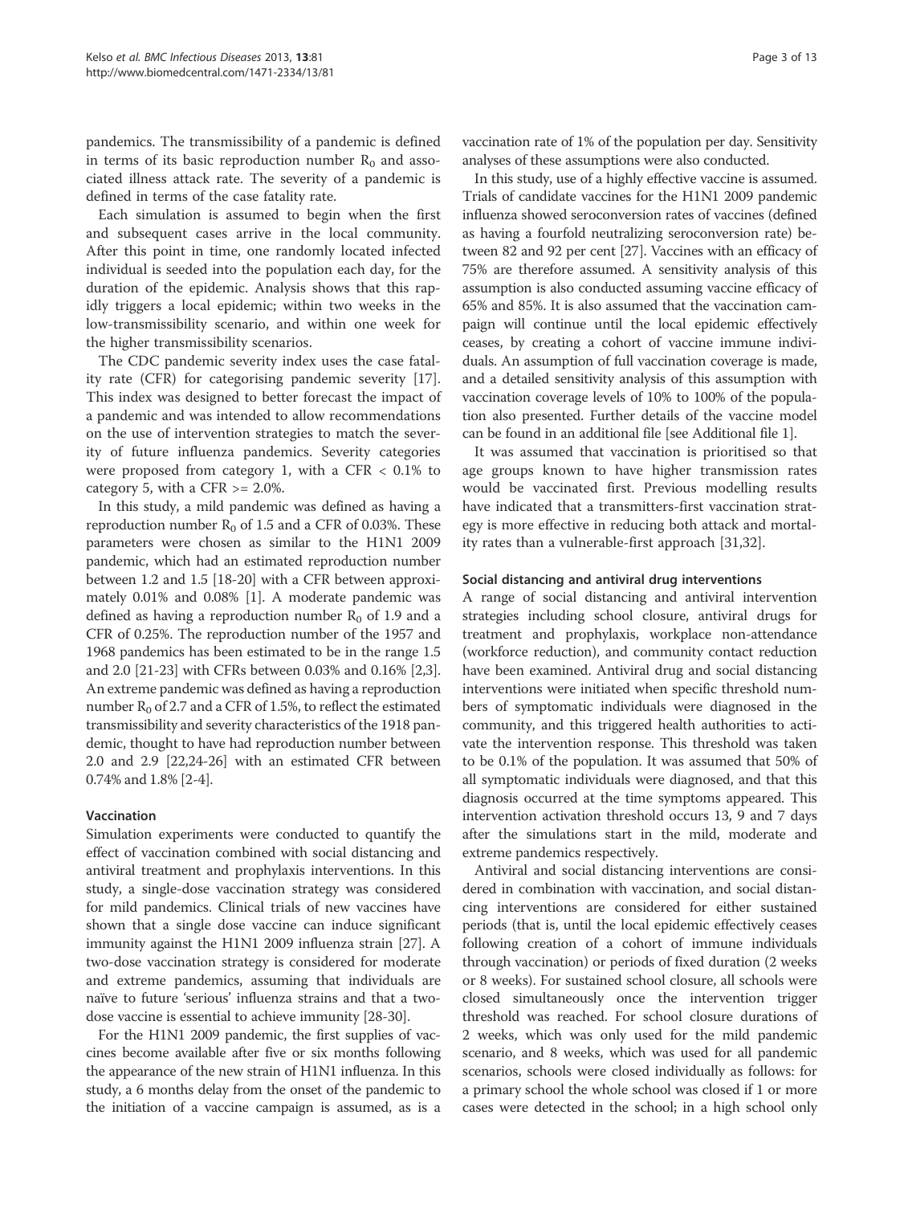pandemics. The transmissibility of a pandemic is defined in terms of its basic reproduction number $R_0$ and associated illness attack rate. The severity of a pandemic is defined in terms of the case fatality rate.

Each simulation is assumed to begin when the first and subsequent cases arrive in the local community. After this point in time, one randomly located infected individual is seeded into the population each day, for the duration of the epidemic. Analysis shows that this rapidly triggers a local epidemic; within two weeks in the low-transmissibility scenario, and within one week for the higher transmissibility scenarios.

The CDC pandemic severity index uses the case fatality rate (CFR) for categorising pandemic severity [17]. This index was designed to better forecast the impact of a pandemic and was intended to allow recommendations on the use of intervention strategies to match the severity of future influenza pandemics. Severity categories were proposed from category 1, with a CFR < 0.1% to category 5, with a CFR >= 2.0%.

In this study, a mild pandemic was defined as having a reproduction number $R_0$ of 1.5 and a CFR of 0.03%. These parameters were chosen as similar to the H1N1 2009 pandemic, which had an estimated reproduction number between 1.2 and 1.5 [18-20] with a CFR between approximately 0.01% and 0.08% [1]. A moderate pandemic was defined as having a reproduction number $R_0$ of 1.9 and a CFR of 0.25%. The reproduction number of the 1957 and 1968 pandemics has been estimated to be in the range 1.5 and 2.0 [21-23] with CFRs between 0.03% and 0.16% [2,3]. An extreme pandemic was defined as having a reproduction number $R_0$ of 2.7 and a CFR of 1.5%, to reflect the estimated transmissibility and severity characteristics of the 1918 pandemic, thought to have had reproduction number between 2.0 and 2.9 [22,24-26] with an estimated CFR between 0.74% and 1.8% [2-4].

### Vaccination

Simulation experiments were conducted to quantify the effect of vaccination combined with social distancing and antiviral treatment and prophylaxis interventions. In this study, a single-dose vaccination strategy was considered for mild pandemics. Clinical trials of new vaccines have shown that a single dose vaccine can induce significant immunity against the H1N1 2009 influenza strain [27]. A two-dose vaccination strategy is considered for moderate and extreme pandemics, assuming that individuals are naïve to future 'serious' influenza strains and that a two-dose vaccine is essential to achieve immunity [28-30].

For the H1N1 2009 pandemic, the first supplies of vaccines become available after five or six months following the appearance of the new strain of H1N1 influenza. In this study, a 6 months delay from the onset of the pandemic to the initiation of a vaccine campaign is assumed, as is a vaccination rate of 1% of the population per day. Sensitivity analyses of these assumptions were also conducted.

In this study, use of a highly effective vaccine is assumed. Trials of candidate vaccines for the H1N1 2009 pandemic influenza showed seroconversion rates of vaccines (defined as having a fourfold neutralizing seroconversion rate) between 82 and 92 per cent [27]. Vaccines with an efficacy of 75% are therefore assumed. A sensitivity analysis of this assumption is also conducted assuming vaccine efficacy of 65% and 85%. It is also assumed that the vaccination campaign will continue until the local epidemic effectively ceases, by creating a cohort of vaccine immune individuals. An assumption of full vaccination coverage is made, and a detailed sensitivity analysis of this assumption with vaccination coverage levels of 10% to 100% of the population also presented. Further details of the vaccine model can be found in an additional file [see Additional file 1].

It was assumed that vaccination is prioritised so that age groups known to have higher transmission rates would be vaccinated first. Previous modelling results have indicated that a transmitters-first vaccination strategy is more effective in reducing both attack and mortality rates than a vulnerable-first approach [31,32].

### Social distancing and antiviral drug interventions

A range of social distancing and antiviral intervention strategies including school closure, antiviral drugs for treatment and prophylaxis, workplace non-attendance (workforce reduction), and community contact reduction have been examined. Antiviral drug and social distancing interventions were initiated when specific threshold numbers of symptomatic individuals were diagnosed in the community, and this triggered health authorities to activate the intervention response. This threshold was taken to be 0.1% of the population. It was assumed that 50% of all symptomatic individuals were diagnosed, and that this diagnosis occurred at the time symptoms appeared. This intervention activation threshold occurs 13, 9 and 7 days after the simulations start in the mild, moderate and extreme pandemics respectively.

Antiviral and social distancing interventions are considered in combination with vaccination, and social distancing interventions are considered for either sustained periods (that is, until the local epidemic effectively ceases following creation of a cohort of immune individuals through vaccination) or periods of fixed duration (2 weeks or 8 weeks). For sustained school closure, all schools were closed simultaneously once the intervention trigger threshold was reached. For school closure durations of 2 weeks, which was only used for the mild pandemic scenario, and 8 weeks, which was used for all pandemic scenarios, schools were closed individually as follows: for a primary school the whole school was closed if 1 or more cases were detected in the school; in a high school only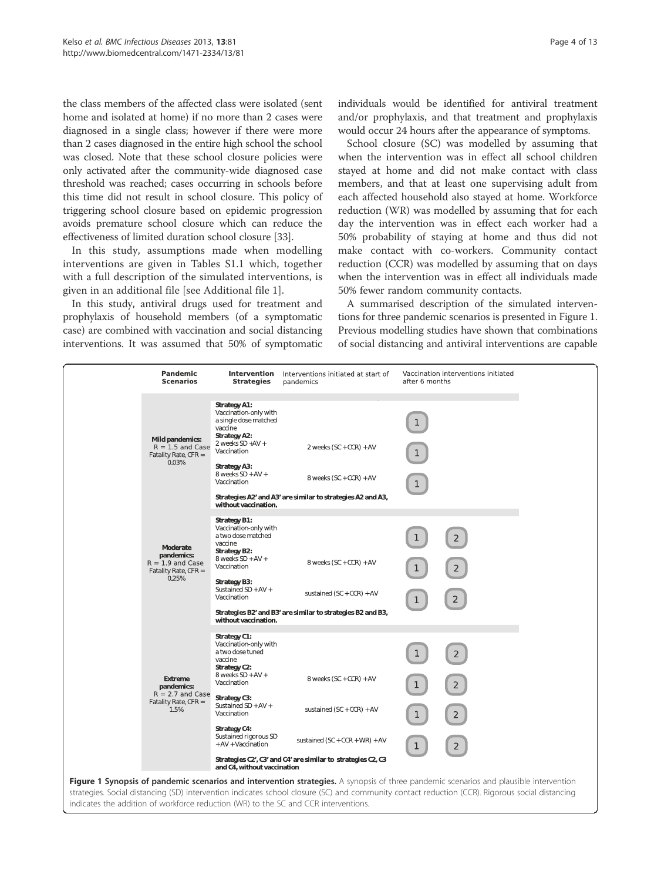the class members of the affected class were isolated (sent home and isolated at home) if no more than 2 cases were diagnosed in a single class; however if there were more than 2 cases diagnosed in the entire high school the school was closed. Note that these school closure policies were only activated after the community-wide diagnosed case threshold was reached; cases occurring in schools before this time did not result in school closure. This policy of triggering school closure based on epidemic progression avoids premature school closure which can reduce the effectiveness of limited duration school closure [33].

In this study, assumptions made when modelling interventions are given in Tables S1.1 which, together with a full description of the simulated interventions, is given in an additional file [see Additional file 1].

In this study, antiviral drugs used for treatment and prophylaxis of household members (of a symptomatic case) are combined with vaccination and social distancing interventions. It was assumed that 50% of symptomatic individuals would be identified for antiviral treatment and/or prophylaxis, and that treatment and prophylaxis would occur 24 hours after the appearance of symptoms.

School closure (SC) was modelled by assuming that when the intervention was in effect all school children stayed at home and did not make contact with class members, and that at least one supervising adult from each affected household also stayed at home. Workforce reduction (WR) was modelled by assuming that for each day the intervention was in effect each worker had a 50% probability of staying at home and thus did not make contact with co-workers. Community contact reduction (CCR) was modelled by assuming that on days when the intervention was in effect all individuals made 50% fewer random community contacts.

A summarised description of the simulated interventions for three pandemic scenarios is presented in Figure 1. Previous modelling studies have shown that combinations of social distancing and antiviral interventions are capable

| Pandemic Scenarios | Intervention Strategies | Interventions initiated at start of pandemics | Vaccination interventions initiated after 6 months |
|---|---|---|---|
| **Mild pandemics:** R = 1.5 and Case Fatality Rate, CFR = 0.03% | **Strategy A1:** Vaccination-only with a single dose matched vaccine | | 1 |
| | **Strategy A2:** 2 weeks SD +AV + Vaccination | 2 weeks (SC + CCR) + AV | 1 |
| | **Strategy A3:** 8 weeks SD + AV + Vaccination | 8 weeks (SC + CCR) + AV | 1 |
| | **Strategies A2' and A3' are similar to strategies A2 and A3, without vaccination.** | | |
| **Moderate pandemics:** R = 1.9 and Case Fatality Rate, CFR = 0.25% | **Strategy B1:** Vaccination-only with a two dose matched vaccine | | 1, 2 |
| | **Strategy B2:** 8 weeks SD + AV + Vaccination | 8 weeks (SC + CCR) + AV | 1, 2 |
| | **Strategy B3:** Sustained SD + AV + Vaccination | sustained (SC + CCR) + AV | 1, 2 |
| | **Strategies B2' and B3' are similar to strategies B2 and B3, without vaccination.** | | |
| **Extreme pandemics:** R = 2.7 and Case Fatality Rate, CFR = 1.5% | **Strategy C1:** Vaccination-only with a two dose tuned vaccine | | 1, 2 |
| | **Strategy C2:** 8 weeks SD + AV + Vaccination | 8 weeks (SC + CCR) + AV | 1, 2 |
| | **Strategy C3:** Sustained SD + AV + Vaccination | sustained (SC + CCR) + AV | 1, 2 |
| | **Strategy C4:** Sustained rigorous SD + AV + Vaccination | sustained (SC + CCR + WR) + AV | 1, 2 |
| | **Strategies C2', C3' and C4' are similar to strategies C2, C3 and C4, without vaccination** | | |

**Figure 1 Synopsis of pandemic scenarios and intervention strategies.** A synopsis of three pandemic scenarios and plausible intervention strategies. Social distancing (SD) intervention indicates school closure (SC) and community contact reduction (CCR). Rigorous social distancing indicates the addition of workforce reduction (WR) to the SC and CCR interventions.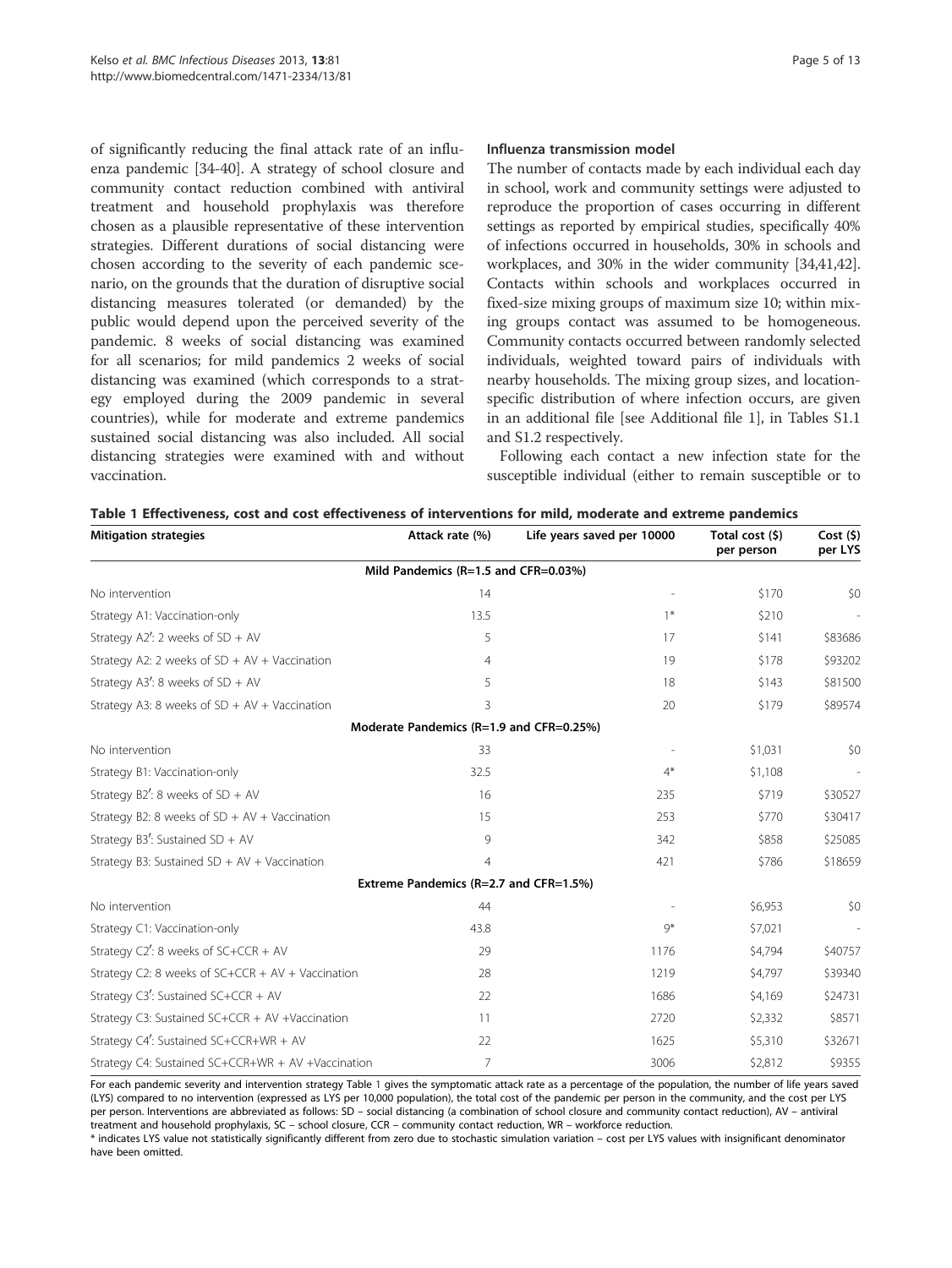of significantly reducing the final attack rate of an influenza pandemic [34-40]. A strategy of school closure and community contact reduction combined with antiviral treatment and household prophylaxis was therefore chosen as a plausible representative of these intervention strategies. Different durations of social distancing were chosen according to the severity of each pandemic scenario, on the grounds that the duration of disruptive social distancing measures tolerated (or demanded) by the public would depend upon the perceived severity of the pandemic. 8 weeks of social distancing was examined for all scenarios; for mild pandemics 2 weeks of social distancing was examined (which corresponds to a strategy employed during the 2009 pandemic in several countries), while for moderate and extreme pandemics sustained social distancing was also included. All social distancing strategies were examined with and without vaccination.

### Influenza transmission model

The number of contacts made by each individual each day in school, work and community settings were adjusted to reproduce the proportion of cases occurring in different settings as reported by empirical studies, specifically 40% of infections occurred in households, 30% in schools and workplaces, and 30% in the wider community [34,41,42]. Contacts within schools and workplaces occurred in fixed-size mixing groups of maximum size 10; within mixing groups contact was assumed to be homogeneous. Community contacts occurred between randomly selected individuals, weighted toward pairs of individuals with nearby households. The mixing group sizes, and location-specific distribution of where infection occurs, are given in an additional file [see Additional file 1], in Tables S1.1 and S1.2 respectively.

Following each contact a new infection state for the susceptible individual (either to remain susceptible or to

**Table 1 Effectiveness, cost and cost effectiveness of interventions for mild, moderate and extreme pandemics**

| Mitigation strategies | Attack rate (%) | Life years saved per 10000 | Total cost ($) per person | Cost ($) per LYS |
|---|---|---|---|---|
| **Mild Pandemics (R=1.5 and CFR=0.03%)** | | | | |
| No intervention | 14 | - | $170 | $0 |
| Strategy A1: Vaccination-only | 13.5 | 1* | $210 | - |
| Strategy A2′: 2 weeks of SD + AV | 5 | 17 | $141 | $83686 |
| Strategy A2: 2 weeks of SD + AV + Vaccination | 4 | 19 | $178 | $93202 |
| Strategy A3′: 8 weeks of SD + AV | 5 | 18 | $143 | $81500 |
| Strategy A3: 8 weeks of SD + AV + Vaccination | 3 | 20 | $179 | $89574 |
| **Moderate Pandemics (R=1.9 and CFR=0.25%)** | | | | |
| No intervention | 33 | - | $1,031 | $0 |
| Strategy B1: Vaccination-only | 32.5 | 4* | $1,108 | - |
| Strategy B2′: 8 weeks of SD + AV | 16 | 235 | $719 | $30527 |
| Strategy B2: 8 weeks of SD + AV + Vaccination | 15 | 253 | $770 | $30417 |
| Strategy B3′: Sustained SD + AV | 9 | 342 | $858 | $25085 |
| Strategy B3: Sustained SD + AV + Vaccination | 4 | 421 | $786 | $18659 |
| **Extreme Pandemics (R=2.7 and CFR=1.5%)** | | | | |
| No intervention | 44 | - | $6,953 | $0 |
| Strategy C1: Vaccination-only | 43.8 | 9* | $7,021 | - |
| Strategy C2′: 8 weeks of SC+CCR + AV | 29 | 1176 | $4,794 | $40757 |
| Strategy C2: 8 weeks of SC+CCR + AV + Vaccination | 28 | 1219 | $4,797 | $39340 |
| Strategy C3′: Sustained SC+CCR + AV | 22 | 1686 | $4,169 | $24731 |
| Strategy C3: Sustained SC+CCR + AV +Vaccination | 11 | 2720 | $2,332 | $8571 |
| Strategy C4′: Sustained SC+CCR+WR + AV | 22 | 1625 | $5,310 | $32671 |
| Strategy C4: Sustained SC+CCR+WR + AV +Vaccination | 7 | 3006 | $2,812 | $9355 |

For each pandemic severity and intervention strategy Table 1 gives the symptomatic attack rate as a percentage of the population, the number of life years saved (LYS) compared to no intervention (expressed as LYS per 10,000 population), the total cost of the pandemic per person in the community, and the cost per LYS per person. Interventions are abbreviated as follows: SD – social distancing (a combination of school closure and community contact reduction), AV – antiviral treatment and household prophylaxis, SC – school closure, CCR – community contact reduction, WR – workforce reduction.

* indicates LYS value not statistically significantly different from zero due to stochastic simulation variation – cost per LYS values with insignificant denominator have been omitted.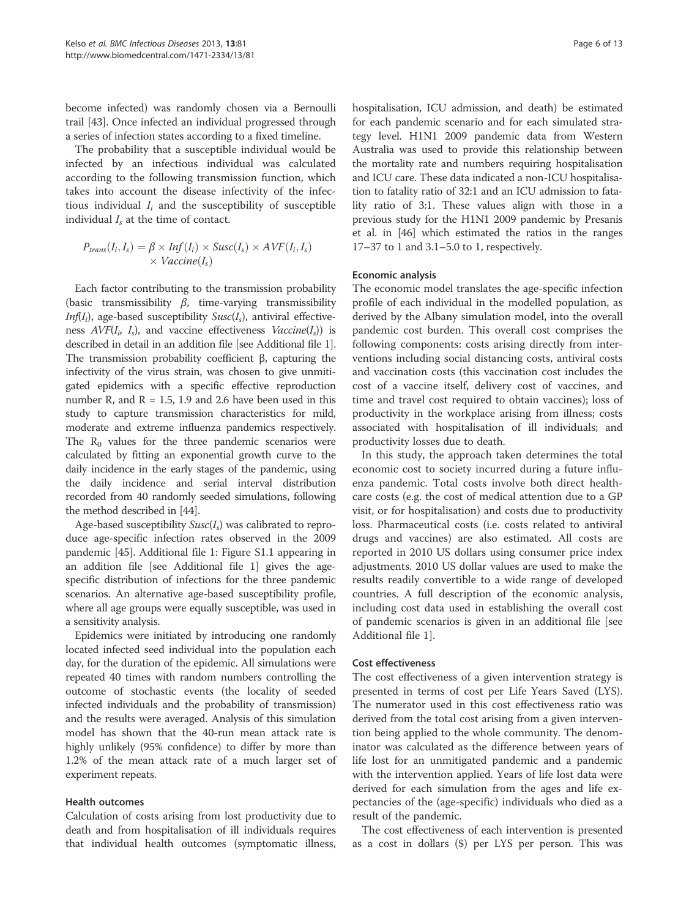become infected) was randomly chosen via a Bernoulli trail [43]. Once infected an individual progressed through a series of infection states according to a fixed timeline.

The probability that a susceptible individual would be infected by an infectious individual was calculated according to the following transmission function, which takes into account the disease infectivity of the infectious individual $I_i$ and the susceptibility of susceptible individual $I_s$ at the time of contact.

$$P_{trans}(I_i, I_s) = \beta \times Inf(I_i) \times Susc(I_s) \times AVF(I_i, I_s) \times Vaccine(I_s)$$

Each factor contributing to the transmission probability (basic transmissibility $\beta$, time-varying transmissibility $Inf(I_i)$, age-based susceptibility $Susc(I_s)$, antiviral effectiveness $AVF(I_i, I_s)$, and vaccine effectiveness $Vaccine(I_s)$) is described in detail in an addition file [see Additional file 1]. The transmission probability coefficient β, capturing the infectivity of the virus strain, was chosen to give unmitigated epidemics with a specific effective reproduction number R, and R = 1.5, 1.9 and 2.6 have been used in this study to capture transmission characteristics for mild, moderate and extreme influenza pandemics respectively. The $R_0$ values for the three pandemic scenarios were calculated by fitting an exponential growth curve to the daily incidence in the early stages of the pandemic, using the daily incidence and serial interval distribution recorded from 40 randomly seeded simulations, following the method described in [44].

Age-based susceptibility $Susc(I_s)$ was calibrated to reproduce age-specific infection rates observed in the 2009 pandemic [45]. Additional file 1: Figure S1.1 appearing in an addition file [see Additional file 1] gives the age-specific distribution of infections for the three pandemic scenarios. An alternative age-based susceptibility profile, where all age groups were equally susceptible, was used in a sensitivity analysis.

Epidemics were initiated by introducing one randomly located infected seed individual into the population each day, for the duration of the epidemic. All simulations were repeated 40 times with random numbers controlling the outcome of stochastic events (the locality of seeded infected individuals and the probability of transmission) and the results were averaged. Analysis of this simulation model has shown that the 40-run mean attack rate is highly unlikely (95% confidence) to differ by more than 1.2% of the mean attack rate of a much larger set of experiment repeats.

#### Health outcomes

Calculation of costs arising from lost productivity due to death and from hospitalisation of ill individuals requires that individual health outcomes (symptomatic illness, hospitalisation, ICU admission, and death) be estimated for each pandemic scenario and for each simulated strategy level. H1N1 2009 pandemic data from Western Australia was used to provide this relationship between the mortality rate and numbers requiring hospitalisation and ICU care. These data indicated a non-ICU hospitalisation to fatality ratio of 32:1 and an ICU admission to fatality ratio of 3:1. These values align with those in a previous study for the H1N1 2009 pandemic by Presanis et al. in [46] which estimated the ratios in the ranges 17–37 to 1 and 3.1–5.0 to 1, respectively.

#### Economic analysis

The economic model translates the age-specific infection profile of each individual in the modelled population, as derived by the Albany simulation model, into the overall pandemic cost burden. This overall cost comprises the following components: costs arising directly from interventions including social distancing costs, antiviral costs and vaccination costs (this vaccination cost includes the cost of a vaccine itself, delivery cost of vaccines, and time and travel cost required to obtain vaccines); loss of productivity in the workplace arising from illness; costs associated with hospitalisation of ill individuals; and productivity losses due to death.

In this study, the approach taken determines the total economic cost to society incurred during a future influenza pandemic. Total costs involve both direct healthcare costs (e.g. the cost of medical attention due to a GP visit, or for hospitalisation) and costs due to productivity loss. Pharmaceutical costs (i.e. costs related to antiviral drugs and vaccines) are also estimated. All costs are reported in 2010 US dollars using consumer price index adjustments. 2010 US dollar values are used to make the results readily convertible to a wide range of developed countries. A full description of the economic analysis, including cost data used in establishing the overall cost of pandemic scenarios is given in an additional file [see Additional file 1].

#### Cost effectiveness

The cost effectiveness of a given intervention strategy is presented in terms of cost per Life Years Saved (LYS). The numerator used in this cost effectiveness ratio was derived from the total cost arising from a given intervention being applied to the whole community. The denominator was calculated as the difference between years of life lost for an unmitigated pandemic and a pandemic with the intervention applied. Years of life lost data were derived for each simulation from the ages and life expectancies of the (age-specific) individuals who died as a result of the pandemic.

The cost effectiveness of each intervention is presented as a cost in dollars ($) per LYS per person. This was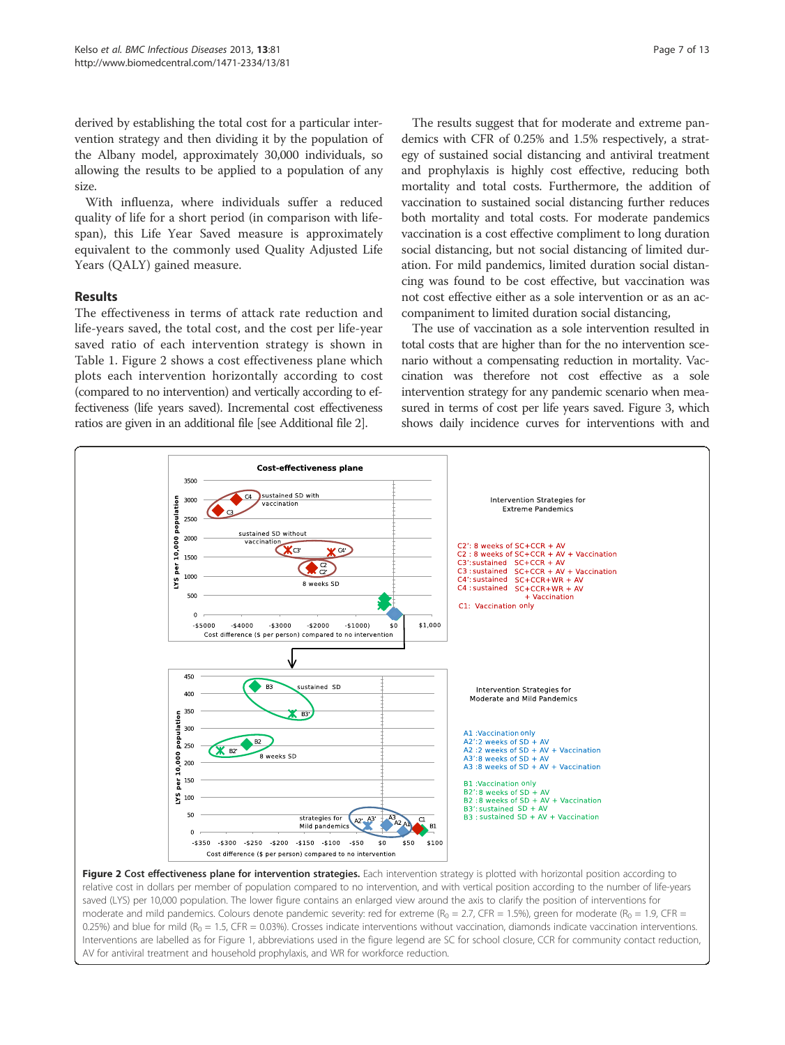derived by establishing the total cost for a particular intervention strategy and then dividing it by the population of the Albany model, approximately 30,000 individuals, so allowing the results to be applied to a population of any size.

With influenza, where individuals suffer a reduced quality of life for a short period (in comparison with life-span), this Life Year Saved measure is approximately equivalent to the commonly used Quality Adjusted Life Years (QALY) gained measure.

## Results

The effectiveness in terms of attack rate reduction and life-years saved, the total cost, and the cost per life-year saved ratio of each intervention strategy is shown in Table 1. Figure 2 shows a cost effectiveness plane which plots each intervention horizontally according to cost (compared to no intervention) and vertically according to effectiveness (life years saved). Incremental cost effectiveness ratios are given in an additional file [see Additional file 2].

The results suggest that for moderate and extreme pandemics with CFR of 0.25% and 1.5% respectively, a strategy of sustained social distancing and antiviral treatment and prophylaxis is highly cost effective, reducing both mortality and total costs. Furthermore, the addition of vaccination to sustained social distancing further reduces both mortality and total costs. For moderate pandemics vaccination is a cost effective compliment to long duration social distancing, but not social distancing of limited duration. For mild pandemics, limited duration social distancing was found to be cost effective, but vaccination was not cost effective either as a sole intervention or as an accompaniment to limited duration social distancing,

The use of vaccination as a sole intervention resulted in total costs that are higher than for the no intervention scenario without a compensating reduction in mortality. Vaccination was therefore not cost effective as a sole intervention strategy for any pandemic scenario when measured in terms of cost per life years saved. Figure 3, which shows daily incidence curves for interventions with and

**Figure 2 Cost effectiveness plane for intervention strategies.** Each intervention strategy is plotted with horizontal position according to relative cost in dollars per member of population compared to no intervention, and with vertical position according to the number of life-years saved (LYS) per 10,000 population. The lower figure contains an enlarged view around the axis to clarify the position of interventions for moderate and mild pandemics. Colours denote pandemic severity: red for extreme ($R_0$ = 2.7, CFR = 1.5%), green for moderate ($R_0$ = 1.9, CFR = 0.25%) and blue for mild ($R_0$ = 1.5, CFR = 0.03%). Crosses indicate interventions without vaccination, diamonds indicate vaccination interventions. Interventions are labelled as for Figure 1, abbreviations used in the figure legend are SC for school closure, CCR for community contact reduction, AV for antiviral treatment and household prophylaxis, and WR for workforce reduction.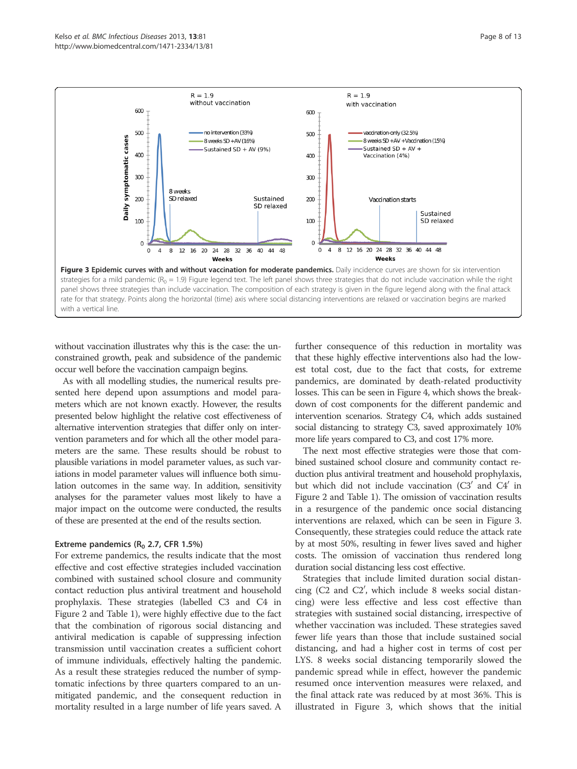R = 1.9
without vaccination

Daily symptomatic cases

600
500
400
300
200
100
0

no intervention (33%)
8 weeks SD+AV (16%)
Sustained SD + AV (9%)

8 weeks
SD relaxed

Sustained
SD relaxed

0 4 8 12 16 20 24 28 32 36 40 44 48
Weeks

R = 1.9
with vaccination

600
500
400
300
200
100
0

vaccination-only (32.5%)
8 weeks SD +AV +Vaccination (15%)
Sustained SD + AV +
Vaccination (4%)

Vaccination starts

Sustained
SD relaxed

0 4 8 12 16 20 24 28 32 36 40 44 48
Weeks

**Figure 3 Epidemic curves with and without vaccination for moderate pandemics.** Daily incidence curves are shown for six intervention strategies for a mild pandemic ($R_0$ = 1.9) Figure legend text. The left panel shows three strategies that do not include vaccination while the right panel shows three strategies than include vaccination. The composition of each strategy is given in the figure legend along with the final attack rate for that strategy. Points along the horizontal (time) axis where social distancing interventions are relaxed or vaccination begins are marked with a vertical line.

without vaccination illustrates why this is the case: the unconstrained growth, peak and subsidence of the pandemic occur well before the vaccination campaign begins.

As with all modelling studies, the numerical results presented here depend upon assumptions and model parameters which are not known exactly. However, the results presented below highlight the relative cost effectiveness of alternative intervention strategies that differ only on intervention parameters and for which all the other model parameters are the same. These results should be robust to plausible variations in model parameter values, as such variations in model parameter values will influence both simulation outcomes in the same way. In addition, sensitivity analyses for the parameter values most likely to have a major impact on the outcome were conducted, the results of these are presented at the end of the results section.

#### Extreme pandemics ($R_0$ 2.7, CFR 1.5%)

For extreme pandemics, the results indicate that the most effective and cost effective strategies included vaccination combined with sustained school closure and community contact reduction plus antiviral treatment and household prophylaxis. These strategies (labelled C3 and C4 in Figure 2 and Table 1), were highly effective due to the fact that the combination of rigorous social distancing and antiviral medication is capable of suppressing infection transmission until vaccination creates a sufficient cohort of immune individuals, effectively halting the pandemic. As a result these strategies reduced the number of symptomatic infections by three quarters compared to an unmitigated pandemic, and the consequent reduction in mortality resulted in a large number of life years saved. A further consequence of this reduction in mortality was that these highly effective interventions also had the lowest total cost, due to the fact that costs, for extreme pandemics, are dominated by death-related productivity losses. This can be seen in Figure 4, which shows the breakdown of cost components for the different pandemic and intervention scenarios. Strategy C4, which adds sustained social distancing to strategy C3, saved approximately 10% more life years compared to C3, and cost 17% more.

The next most effective strategies were those that combined sustained school closure and community contact reduction plus antiviral treatment and household prophylaxis, but which did not include vaccination (C3′ and C4′ in Figure 2 and Table 1). The omission of vaccination results in a resurgence of the pandemic once social distancing interventions are relaxed, which can be seen in Figure 3. Consequently, these strategies could reduce the attack rate by at most 50%, resulting in fewer lives saved and higher costs. The omission of vaccination thus rendered long duration social distancing less cost effective.

Strategies that include limited duration social distancing (C2 and C2′, which include 8 weeks social distancing) were less effective and less cost effective than strategies with sustained social distancing, irrespective of whether vaccination was included. These strategies saved fewer life years than those that include sustained social distancing, and had a higher cost in terms of cost per LYS. 8 weeks social distancing temporarily slowed the pandemic spread while in effect, however the pandemic resumed once intervention measures were relaxed, and the final attack rate was reduced by at most 36%. This is illustrated in Figure 3, which shows that the initial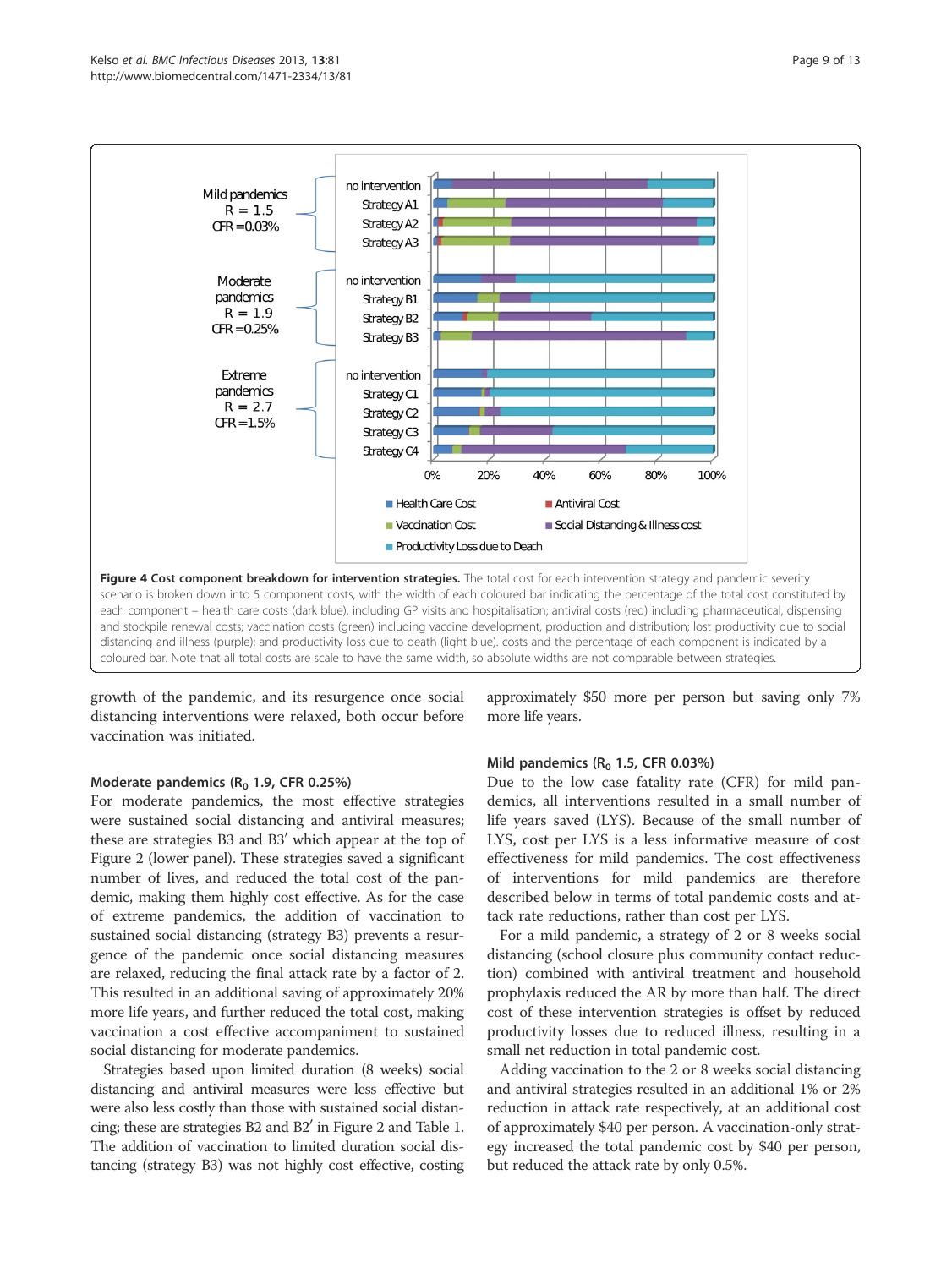**Figure 4 Cost component breakdown for intervention strategies.** The total cost for each intervention strategy and pandemic severity scenario is broken down into 5 component costs, with the width of each coloured bar indicating the percentage of the total cost constituted by each component – health care costs (dark blue), including GP visits and hospitalisation; antiviral costs (red) including pharmaceutical, dispensing and stockpile renewal costs; vaccination costs (green) including vaccine development, production and distribution; lost productivity due to social distancing and illness (purple); and productivity loss due to death (light blue). costs and the percentage of each component is indicated by a coloured bar. Note that all total costs are scale to have the same width, so absolute widths are not comparable between strategies.

growth of the pandemic, and its resurgence once social distancing interventions were relaxed, both occur before vaccination was initiated.

#### Moderate pandemics ($R_0$ 1.9, CFR 0.25%)

For moderate pandemics, the most effective strategies were sustained social distancing and antiviral measures; these are strategies B3 and B3′ which appear at the top of Figure 2 (lower panel). These strategies saved a significant number of lives, and reduced the total cost of the pandemic, making them highly cost effective. As for the case of extreme pandemics, the addition of vaccination to sustained social distancing (strategy B3) prevents a resurgence of the pandemic once social distancing measures are relaxed, reducing the final attack rate by a factor of 2. This resulted in an additional saving of approximately 20% more life years, and further reduced the total cost, making vaccination a cost effective accompaniment to sustained social distancing for moderate pandemics.

Strategies based upon limited duration (8 weeks) social distancing and antiviral measures were less effective but were also less costly than those with sustained social distancing; these are strategies B2 and B2′ in Figure 2 and Table 1. The addition of vaccination to limited duration social distancing (strategy B3) was not highly cost effective, costing approximately $50 more per person but saving only 7% more life years.

#### Mild pandemics ($R_0$ 1.5, CFR 0.03%)

Due to the low case fatality rate (CFR) for mild pandemics, all interventions resulted in a small number of life years saved (LYS). Because of the small number of LYS, cost per LYS is a less informative measure of cost effectiveness for mild pandemics. The cost effectiveness of interventions for mild pandemics are therefore described below in terms of total pandemic costs and attack rate reductions, rather than cost per LYS.

For a mild pandemic, a strategy of 2 or 8 weeks social distancing (school closure plus community contact reduction) combined with antiviral treatment and household prophylaxis reduced the AR by more than half. The direct cost of these intervention strategies is offset by reduced productivity losses due to reduced illness, resulting in a small net reduction in total pandemic cost.

Adding vaccination to the 2 or 8 weeks social distancing and antiviral strategies resulted in an additional 1% or 2% reduction in attack rate respectively, at an additional cost of approximately $40 per person. A vaccination-only strategy increased the total pandemic cost by $40 per person, but reduced the attack rate by only 0.5%.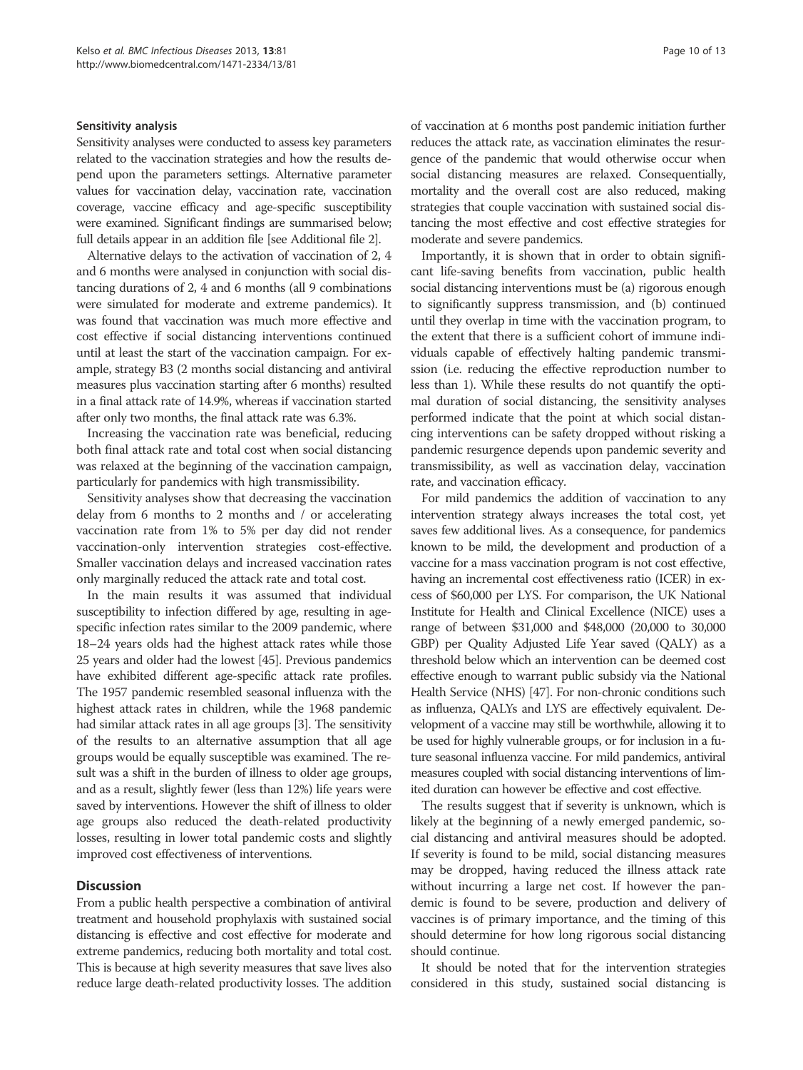#### Sensitivity analysis

Sensitivity analyses were conducted to assess key parameters related to the vaccination strategies and how the results depend upon the parameters settings. Alternative parameter values for vaccination delay, vaccination rate, vaccination coverage, vaccine efficacy and age-specific susceptibility were examined. Significant findings are summarised below; full details appear in an addition file [see Additional file 2].

Alternative delays to the activation of vaccination of 2, 4 and 6 months were analysed in conjunction with social distancing durations of 2, 4 and 6 months (all 9 combinations were simulated for moderate and extreme pandemics). It was found that vaccination was much more effective and cost effective if social distancing interventions continued until at least the start of the vaccination campaign. For example, strategy B3 (2 months social distancing and antiviral measures plus vaccination starting after 6 months) resulted in a final attack rate of 14.9%, whereas if vaccination started after only two months, the final attack rate was 6.3%.

Increasing the vaccination rate was beneficial, reducing both final attack rate and total cost when social distancing was relaxed at the beginning of the vaccination campaign, particularly for pandemics with high transmissibility.

Sensitivity analyses show that decreasing the vaccination delay from 6 months to 2 months and / or accelerating vaccination rate from 1% to 5% per day did not render vaccination-only intervention strategies cost-effective. Smaller vaccination delays and increased vaccination rates only marginally reduced the attack rate and total cost.

In the main results it was assumed that individual susceptibility to infection differed by age, resulting in age-specific infection rates similar to the 2009 pandemic, where 18–24 years olds had the highest attack rates while those 25 years and older had the lowest [45]. Previous pandemics have exhibited different age-specific attack rate profiles. The 1957 pandemic resembled seasonal influenza with the highest attack rates in children, while the 1968 pandemic had similar attack rates in all age groups [3]. The sensitivity of the results to an alternative assumption that all age groups would be equally susceptible was examined. The result was a shift in the burden of illness to older age groups, and as a result, slightly fewer (less than 12%) life years were saved by interventions. However the shift of illness to older age groups also reduced the death-related productivity losses, resulting in lower total pandemic costs and slightly improved cost effectiveness of interventions.

## Discussion

From a public health perspective a combination of antiviral treatment and household prophylaxis with sustained social distancing is effective and cost effective for moderate and extreme pandemics, reducing both mortality and total cost. This is because at high severity measures that save lives also reduce large death-related productivity losses. The addition of vaccination at 6 months post pandemic initiation further reduces the attack rate, as vaccination eliminates the resurgence of the pandemic that would otherwise occur when social distancing measures are relaxed. Consequentially, mortality and the overall cost are also reduced, making strategies that couple vaccination with sustained social distancing the most effective and cost effective strategies for moderate and severe pandemics.

Importantly, it is shown that in order to obtain significant life-saving benefits from vaccination, public health social distancing interventions must be (a) rigorous enough to significantly suppress transmission, and (b) continued until they overlap in time with the vaccination program, to the extent that there is a sufficient cohort of immune individuals capable of effectively halting pandemic transmission (i.e. reducing the effective reproduction number to less than 1). While these results do not quantify the optimal duration of social distancing, the sensitivity analyses performed indicate that the point at which social distancing interventions can be safety dropped without risking a pandemic resurgence depends upon pandemic severity and transmissibility, as well as vaccination delay, vaccination rate, and vaccination efficacy.

For mild pandemics the addition of vaccination to any intervention strategy always increases the total cost, yet saves few additional lives. As a consequence, for pandemics known to be mild, the development and production of a vaccine for a mass vaccination program is not cost effective, having an incremental cost effectiveness ratio (ICER) in excess of $60,000 per LYS. For comparison, the UK National Institute for Health and Clinical Excellence (NICE) uses a range of between $31,000 and $48,000 (20,000 to 30,000 GBP) per Quality Adjusted Life Year saved (QALY) as a threshold below which an intervention can be deemed cost effective enough to warrant public subsidy via the National Health Service (NHS) [47]. For non-chronic conditions such as influenza, QALYs and LYS are effectively equivalent. Development of a vaccine may still be worthwhile, allowing it to be used for highly vulnerable groups, or for inclusion in a future seasonal influenza vaccine. For mild pandemics, antiviral measures coupled with social distancing interventions of limited duration can however be effective and cost effective.

The results suggest that if severity is unknown, which is likely at the beginning of a newly emerged pandemic, social distancing and antiviral measures should be adopted. If severity is found to be mild, social distancing measures may be dropped, having reduced the illness attack rate without incurring a large net cost. If however the pandemic is found to be severe, production and delivery of vaccines is of primary importance, and the timing of this should determine for how long rigorous social distancing should continue.

It should be noted that for the intervention strategies considered in this study, sustained social distancing is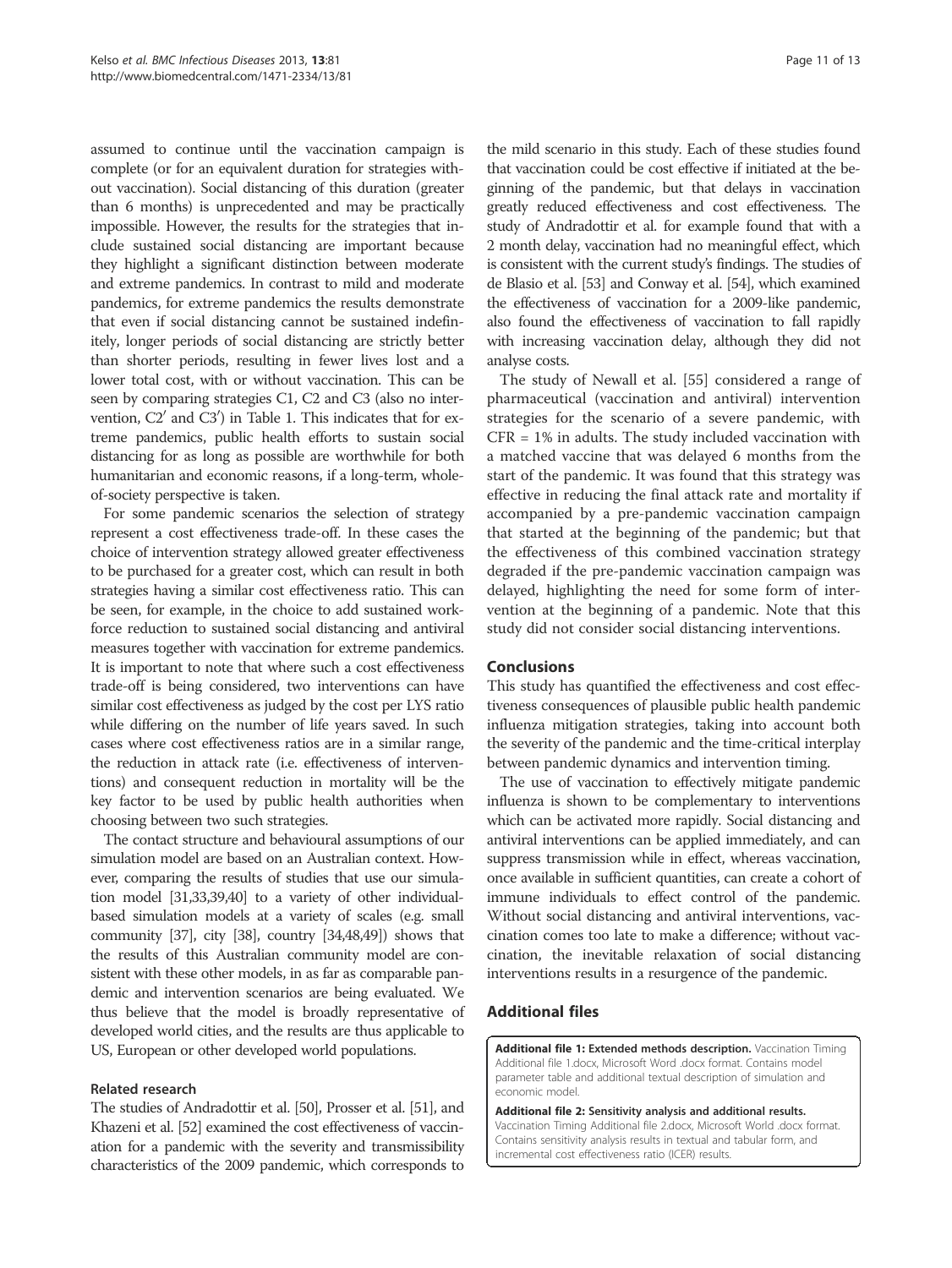assumed to continue until the vaccination campaign is complete (or for an equivalent duration for strategies without vaccination). Social distancing of this duration (greater than 6 months) is unprecedented and may be practically impossible. However, the results for the strategies that include sustained social distancing are important because they highlight a significant distinction between moderate and extreme pandemics. In contrast to mild and moderate pandemics, for extreme pandemics the results demonstrate that even if social distancing cannot be sustained indefinitely, longer periods of social distancing are strictly better than shorter periods, resulting in fewer lives lost and a lower total cost, with or without vaccination. This can be seen by comparing strategies C1, C2 and C3 (also no intervention, C2′ and C3′) in Table 1. This indicates that for extreme pandemics, public health efforts to sustain social distancing for as long as possible are worthwhile for both humanitarian and economic reasons, if a long-term, whole-of-society perspective is taken.

For some pandemic scenarios the selection of strategy represent a cost effectiveness trade-off. In these cases the choice of intervention strategy allowed greater effectiveness to be purchased for a greater cost, which can result in both strategies having a similar cost effectiveness ratio. This can be seen, for example, in the choice to add sustained workforce reduction to sustained social distancing and antiviral measures together with vaccination for extreme pandemics. It is important to note that where such a cost effectiveness trade-off is being considered, two interventions can have similar cost effectiveness as judged by the cost per LYS ratio while differing on the number of life years saved. In such cases where cost effectiveness ratios are in a similar range, the reduction in attack rate (i.e. effectiveness of interventions) and consequent reduction in mortality will be the key factor to be used by public health authorities when choosing between two such strategies.

The contact structure and behavioural assumptions of our simulation model are based on an Australian context. However, comparing the results of studies that use our simulation model [31,33,39,40] to a variety of other individual-based simulation models at a variety of scales (e.g. small community [37], city [38], country [34,48,49]) shows that the results of this Australian community model are consistent with these other models, in as far as comparable pandemic and intervention scenarios are being evaluated. We thus believe that the model is broadly representative of developed world cities, and the results are thus applicable to US, European or other developed world populations.

### Related research

The studies of Andradottir et al. [50], Prosser et al. [51], and Khazeni et al. [52] examined the cost effectiveness of vaccination for a pandemic with the severity and transmissibility characteristics of the 2009 pandemic, which corresponds to the mild scenario in this study. Each of these studies found that vaccination could be cost effective if initiated at the beginning of the pandemic, but that delays in vaccination greatly reduced effectiveness and cost effectiveness. The study of Andradottir et al. for example found that with a 2 month delay, vaccination had no meaningful effect, which is consistent with the current study's findings. The studies of de Blasio et al. [53] and Conway et al. [54], which examined the effectiveness of vaccination for a 2009-like pandemic, also found the effectiveness of vaccination to fall rapidly with increasing vaccination delay, although they did not analyse costs.

The study of Newall et al. [55] considered a range of pharmaceutical (vaccination and antiviral) intervention strategies for the scenario of a severe pandemic, with CFR = 1% in adults. The study included vaccination with a matched vaccine that was delayed 6 months from the start of the pandemic. It was found that this strategy was effective in reducing the final attack rate and mortality if accompanied by a pre-pandemic vaccination campaign that started at the beginning of the pandemic; but that the effectiveness of this combined vaccination strategy degraded if the pre-pandemic vaccination campaign was delayed, highlighting the need for some form of intervention at the beginning of a pandemic. Note that this study did not consider social distancing interventions.

## Conclusions

This study has quantified the effectiveness and cost effectiveness consequences of plausible public health pandemic influenza mitigation strategies, taking into account both the severity of the pandemic and the time-critical interplay between pandemic dynamics and intervention timing.

The use of vaccination to effectively mitigate pandemic influenza is shown to be complementary to interventions which can be activated more rapidly. Social distancing and antiviral interventions can be applied immediately, and can suppress transmission while in effect, whereas vaccination, once available in sufficient quantities, can create a cohort of immune individuals to effect control of the pandemic. Without social distancing and antiviral interventions, vaccination comes too late to make a difference; without vaccination, the inevitable relaxation of social distancing interventions results in a resurgence of the pandemic.

## Additional files

**Additional file 1: Extended methods description.** Vaccination Timing Additional file 1.docx, Microsoft Word .docx format. Contains model parameter table and additional textual description of simulation and economic model.

**Additional file 2: Sensitivity analysis and additional results.** Vaccination Timing Additional file 2.docx, Microsoft World .docx format. Contains sensitivity analysis results in textual and tabular form, and incremental cost effectiveness ratio (ICER) results.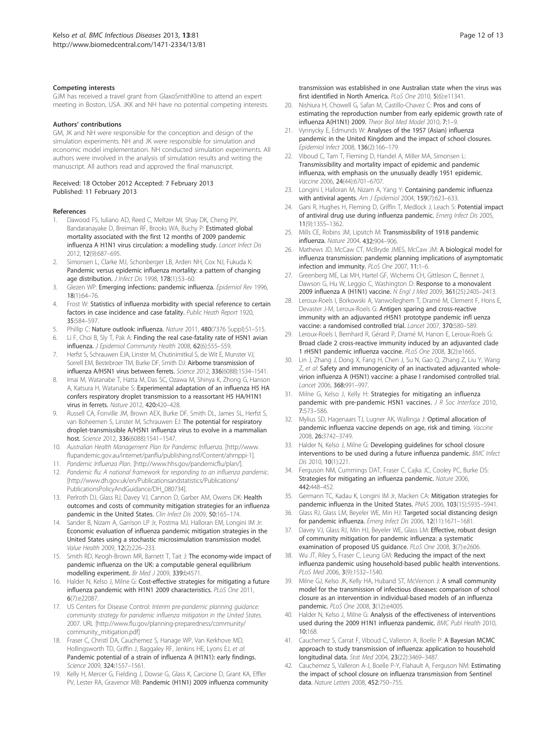#### Competing interests

GJM has received a travel grant from GlaxoSmithKline to attend an expert meeting in Boston, USA. JKK and NH have no potential competing interests.

#### Authors' contributions

GM, JK and NH were responsible for the conception and design of the simulation experiments. NH and JK were responsible for simulation and economic model implementation. NH conducted simulation experiments. All authors were involved in the analysis of simulation results and writing the manuscript. All authors read and approved the final manuscript.

Received: 18 October 2012 Accepted: 7 February 2013
Published: 11 February 2013

#### References

1. Dawood FS, Iuliano AD, Reed C, Meltzer MI, Shay DK, Cheng PY, Bandaranayake D, Breiman RF, Brooks WA, Buchy P: **Estimated global mortality associated with the first 12 months of 2009 pandemic influenza A H1N1 virus circulation: a modelling study.** *Lancet Infect Dis* 2012, **12**(9):687–695.
2. Simonsen L, Clarke MJ, Schonberger LB, Arden NH, Cox NJ, Fukuda K: **Pandemic versus epidemic influenza mortality: a pattern of changing age distribution.** *J Infect Dis* 1998, **178**(1):53–60.
3. Glezen WP: **Emerging infections: pandemic influenza.** *Epidemiol Rev* 1996, **18**(1):64–76.
4. Frost W: **Statistics of influenza morbidity with special reference to certain factors in case incidence and case fatality.** *Public Heath Report* 1920, **35**:584–597.
5. Phillip C: **Nature outlook: influenza.** *Nature* 2011, **480**(7376 Suppl):S1–S15.
6. Li F, Choi B, Sly T, Pak A: **Finding the real case-fatality rate of H5N1 avian influenza.** *J Epidemiol Community Health* 2008, **62**(6):555–559.
7. Herfst S, Schrauwen EJA, Linster M, Chutinimitkul S, de Wit E, Munster VJ, Sorrell EM, Bestebroer TM, Burke DF, Smith DJ: **Airborne transmission of influenza A/H5N1 virus between ferrets.** *Science* 2012, **336**(6088):1534–1541.
8. Imai M, Watanabe T, Hatta M, Das SC, Ozawa M, Shinya K, Zhong G, Hanson A, Katsura H, Watanabe S: **Experimental adaptation of an influenza H5 HA confers respiratory droplet transmission to a reassortant H5 HA/H1N1 virus in ferrets.** *Nature* 2012, **420**:420–428.
9. Russell CA, Fonville JM, Brown AEX, Burke DF, Smith DL, James SL, Herfst S, van Boheemen S, Linster M, Schrauwen EJ: **The potential for respiratory droplet-transmissible A/H5N1 influenza virus to evolve in a mammalian host.** *Science* 2012, **336**(6088):1541–1547.
10. *Australian Health Management Plan for Pandemic Influenza*. [http://www.flupandemic.gov.au/internet/panflu/publishing.nsf/Content/ahmppi-1].
11. *Pandemic Influenza Plan*. [http://www.hhs.gov/pandemicflu/plan/].
12. *Pandemic flu: A national framework for responding to an influenza pandemic*. [http://www.dh.gov.uk/en/Publicationsandstatistics/Publications/PublicationsPolicyAndGuidance/DH_080734].
13. Perlroth DJ, Glass RJ, Davey VJ, Cannon D, Garber AM, Owens DK: **Health outcomes and costs of community mitigation strategies for an influenza pandemic in the United States.** *Clin Infect Dis* 2009, **50**:165–174.
14. Sander B, Nizam A, Garrison LP Jr, Postma MJ, Halloran EM, Longini IM Jr: **Economic evaluation of influenza pandemic mitigation strategies in the United States using a stochastic microsimulation transmission model.** *Value Health* 2009, **12**(2):226–233.
15. Smith RD, Keogh-Brown MR, Barnett T, Tait J: **The economy-wide impact of pandemic influenza on the UK: a computable general equilibrium modelling experiment.** *Br Med J* 2009, **339**:b4571.
16. Halder N, Kelso J, Milne G: **Cost-effective strategies for mitigating a future influenza pandemic with H1N1 2009 characteristics.** *PLoS One* 2011, **6**(7):e22087.
17. US Centers for Disease Control: *Interim pre-pandemic planning guidance: community strategy for pandemic influenza mitigation in the United States.* 2007. URL [http://www.flu.gov/planning-preparedness/community/community_mitigation.pdf]
18. Fraser C, Christl DA, Cauchemez S, Hanage WP, Van Kerkhove MD, Hollingsworth TD, Griffin J, Baggaley RF, Jenkins HE, Lyons EJ, *et al*: **Pandemic potential of a strain of influenza A (H1N1): early findings.** *Science* 2009, **324**:1557–1561.
19. Kelly H, Mercer G, Fielding J, Dowse G, Glass K, Carcione D, Grant KA, Effler PV, Lester RA, Gravenor MB: **Pandemic (H1N1) 2009 influenza community transmission was established in one Australian state when the virus was first identified in North America.** *PLoS One* 2010, **5**(6):e11341.
20. Nishiura H, Chowell G, Safan M, Castillo-Chavez C: **Pros and cons of estimating the reproduction number from early epidemic growth rate of influenza A(H1N1) 2009.** *Theor Biol Med Model* 2010, **7**:1–9.
21. Vynnycky E, Edmunds W: **Analyses of the 1957 (Asian) influenza pandemic in the United Kingdom and the impact of school closures.** *Epidemiol Infect* 2008, **136**(2):166–179.
22. Viboud C, Tam T, Fleming D, Handel A, Miller MA, Simonsen L: **Transmissibility and mortality impact of epidemic and pandemic influenza, with emphasis on the unusually deadly 1951 epidemic.** *Vaccine* 2006, **24**(44):6701–6707.
23. Longini I, Halloran M, Nizam A, Yang Y: **Containing pandemic influenza with antiviral agents.** *Am J Epidemiol* 2004, **159**(7):623–633.
24. Gani R, Hughes H, Fleming D, Griffin T, Medlock J, Leach S: **Potential impact of antiviral drug use during influenza pandemic.** *Emerg Infect Dis* 2005, **11**(9):1355–1362.
25. Mills CE, Robins JM, Lipsitch M: **Transmissibility of 1918 pandemic influenza.** *Nature* 2004, **432**:904–906.
26. Mathews JD, McCaw CT, McBryde JMES, McCaw JM: **A biological model for influenza transmission: pandemic planning implications of asymptomatic infection and immunity.** *PLoS One* 2007, **11**:1–6.
27. Greenberg ME, Lai MH, Hartel GF, Wichems CH, Gittleson C, Bennet J, Dawson G, Hu W, Leggio C, Washington D: **Response to a monovalent 2009 influenza A (H1N1) vaccine.** *N Engl J Med* 2009, **361**(25):2405–2413.
28. Leroux-Roels I, Borkowski A, Vanwolleghem T, Dramé M, Clement F, Hons E, Devaster J-M, Leroux-Roels G: **Antigen sparing and cross-reactive immunity with an adjuvanted rH5N1 prototype pandemic infl uenza vaccine: a randomised controlled trial.** *Lancet* 2007, **370**:580–589.
29. Leroux-Roels I, Bernhard R, Gérard P, Dramé M, Hanon E, Leroux-Roels G: **Broad clade 2 cross-reactive immunity induced by an adjuvanted clade 1 rH5N1 pandemic influenza vaccine.** *PLoS One* 2008, **3**(2):e1665.
30. Lin J, Zhang J, Dong X, Fang H, Chen J, Su N, Gao Q, Zhang Z, Liu Y, Wang Z, *et al*: **Safety and immunogenicity of an inactivated adjuvanted whole-virion influenza A (H5N1) vaccine: a phase I randomised controlled trial.** *Lancet* 2006, **368**:991–997.
31. Milne G, Kelso J, Kelly H: **Strategies for mitigating an influenza pandemic with pre-pandemic H5N1 vaccines.** *J R Soc Interface* 2010, **7**:573–586.
32. Mylius SD, Hagenaars TJ, Lugner AK, Wallinga J: **Optimal allocation of pandemic influenza vaccine depends on age, risk and timing.** *Vaccine* 2008, **26**:3742–3749.
33. Halder N, Kelso J, Milne G: **Developing guidelines for school closure interventions to be used during a future influenza pandemic.** *BMC Infect Dis* 2010, **10**(1):221.
34. Ferguson NM, Cummings DAT, Fraser C, Cajka JC, Cooley PC, Burke DS: **Strategies for mitigating an influenza pandemic.** *Nature* 2006, **442**:448–452.
35. Germann TC, Kadau K, Longini IM Jr, Macken CA: **Mitigation strategies for pandemic influenza in the United States.** *PNAS* 2006, **103**(15):5935–5941.
36. Glass RJ, Glass LM, Beyeler WE, Min HJ: **Targeted social distancing design for pandemic influenza.** *Emerg Infect Dis* 2006, **12**(11):1671–1681.
37. Davey VJ, Glass RJ, Min HJ, Beyeler WE, Glass LM: **Effective, robust design of community mitigation for pandemic influenza: a systematic examination of proposed US guidance.** *PLoS One* 2008, **3**(7):e2606.
38. Wu JT, Riley S, Fraser C, Leung GM: **Reducing the impact of the next influenza pandemic using household-based public health interventions.** *PLoS Med* 2006, **3**(9):1532–1540.
39. Milne GJ, Kelso JK, Kelly HA, Huband ST, McVernon J: **A small community model for the transmission of infectious diseases: comparison of school closure as an intervention in individual-based models of an influenza pandemic.** *PLoS One* 2008, **3**(12):e4005.
40. Halder N, Kelso J, Milne G: **Analysis of the effectiveness of interventions used during the 2009 H1N1 influenza pandemic.** *BMC Publ Health* 2010, **10**:168.
41. Cauchemez S, Carrat F, Viboud C, Valleron A, Boelle P: **A Bayesian MCMC approach to study transmission of influenza: application to household longitudinal data.** *Stat Med* 2004, **23**(22):3469–3487.
42. Cauchemez S, Valleron A-J, Boelle P-Y, Flahault A, Ferguson NM: **Estimating the impact of school closure on influenza transmission from Sentinel data.** *Nature Letters* 2008, **452**:750–755.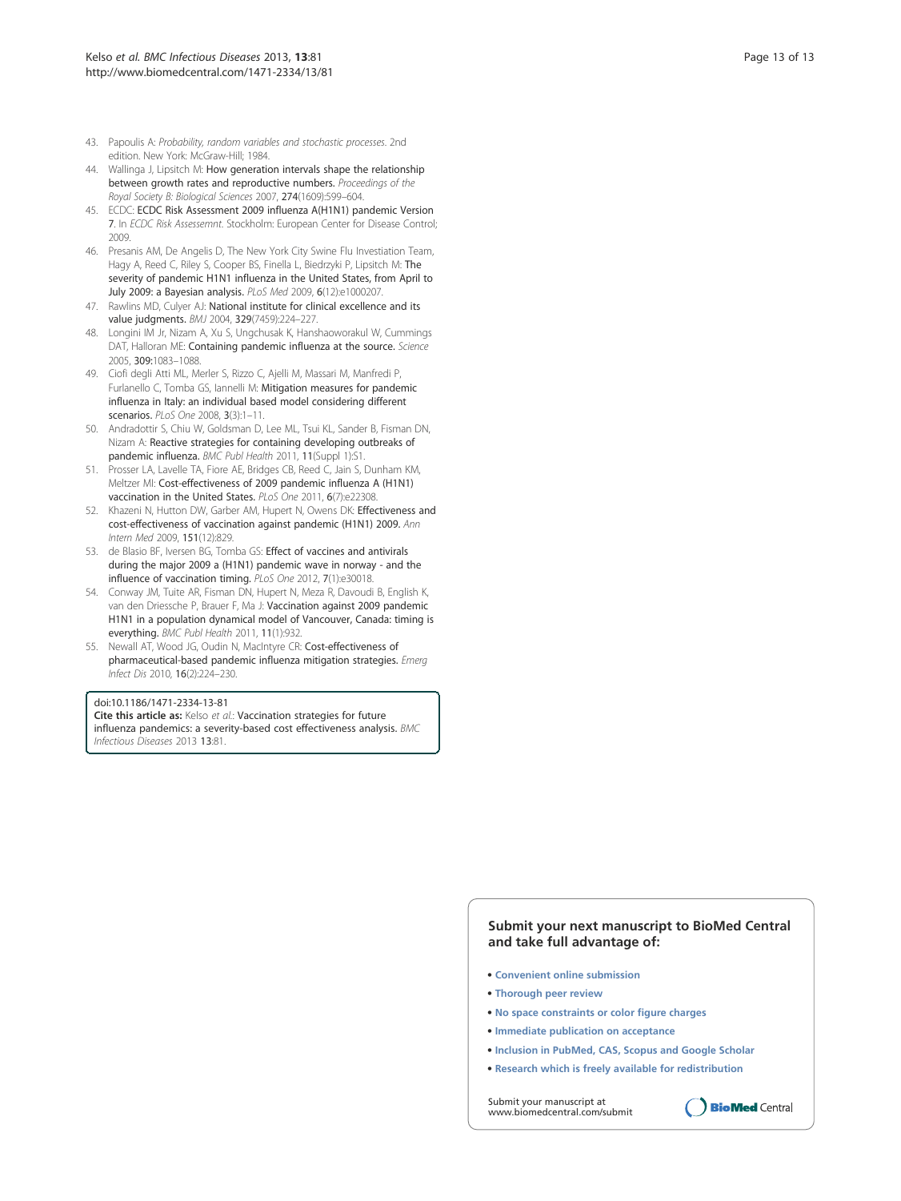43. Papoulis A: *Probability, random variables and stochastic processes*. 2nd edition. New York: McGraw-Hill; 1984.
44. Wallinga J, Lipsitch M: **How generation intervals shape the relationship between growth rates and reproductive numbers.** *Proceedings of the Royal Society B: Biological Sciences* 2007, **274**(1609):599–604.
45. ECDC: **ECDC Risk Assessment 2009 influenza A(H1N1) pandemic Version 7**. In *ECDC Risk Assessemnt*. Stockholm: European Center for Disease Control; 2009.
46. Presanis AM, De Angelis D, The New York City Swine Flu Investiation Team, Hagy A, Reed C, Riley S, Cooper BS, Finella L, Biedrzyki P, Lipsitch M: **The severity of pandemic H1N1 influenza in the United States, from April to July 2009: a Bayesian analysis.** *PLoS Med* 2009, **6**(12):e1000207.
47. Rawlins MD, Culyer AJ: **National institute for clinical excellence and its value judgments.** *BMJ* 2004, **329**(7459):224–227.
48. Longini IM Jr, Nizam A, Xu S, Ungchusak K, Hanshaoworakul W, Cummings DAT, Halloran ME: **Containing pandemic influenza at the source.** *Science* 2005, **309**:1083–1088.
49. Ciofi degli Atti ML, Merler S, Rizzo C, Ajelli M, Massari M, Manfredi P, Furlanello C, Tomba GS, Iannelli M: **Mitigation measures for pandemic influenza in Italy: an individual based model considering different scenarios.** *PLoS One* 2008, **3**(3):1–11.
50. Andradottir S, Chiu W, Goldsman D, Lee ML, Tsui KL, Sander B, Fisman DN, Nizam A: **Reactive strategies for containing developing outbreaks of pandemic influenza.** *BMC Publ Health* 2011, **11**(Suppl 1):S1.
51. Prosser LA, Lavelle TA, Fiore AE, Bridges CB, Reed C, Jain S, Dunham KM, Meltzer MI: **Cost-effectiveness of 2009 pandemic influenza A (H1N1) vaccination in the United States.** *PLoS One* 2011, **6**(7):e22308.
52. Khazeni N, Hutton DW, Garber AM, Hupert N, Owens DK: **Effectiveness and cost-effectiveness of vaccination against pandemic (H1N1) 2009.** *Ann Intern Med* 2009, **151**(12):829.
53. de Blasio BF, Iversen BG, Tomba GS: **Effect of vaccines and antivirals during the major 2009 a (H1N1) pandemic wave in norway - and the influence of vaccination timing.** *PLoS One* 2012, **7**(1):e30018.
54. Conway JM, Tuite AR, Fisman DN, Hupert N, Meza R, Davoudi B, English K, van den Driessche P, Brauer F, Ma J: **Vaccination against 2009 pandemic H1N1 in a population dynamical model of Vancouver, Canada: timing is everything.** *BMC Publ Health* 2011, **11**(1):932.
55. Newall AT, Wood JG, Oudin N, MacIntyre CR: **Cost-effectiveness of pharmaceutical-based pandemic influenza mitigation strategies.** *Emerg Infect Dis* 2010, **16**(2):224–230.

doi:10.1186/1471-2334-13-81
**Cite this article as:** Kelso *et al.*: Vaccination strategies for future influenza pandemics: a severity-based cost effectiveness analysis. *BMC Infectious Diseases* 2013 **13**:81.

**Submit your next manuscript to BioMed Central and take full advantage of:**

- **Convenient online submission**
- **Thorough peer review**
- **No space constraints or color figure charges**
- **Immediate publication on acceptance**
- **Inclusion in PubMed, CAS, Scopus and Google Scholar**
- **Research which is freely available for redistribution**

Submit your manuscript at
www.biomedcentral.com/submit

BioMed Central